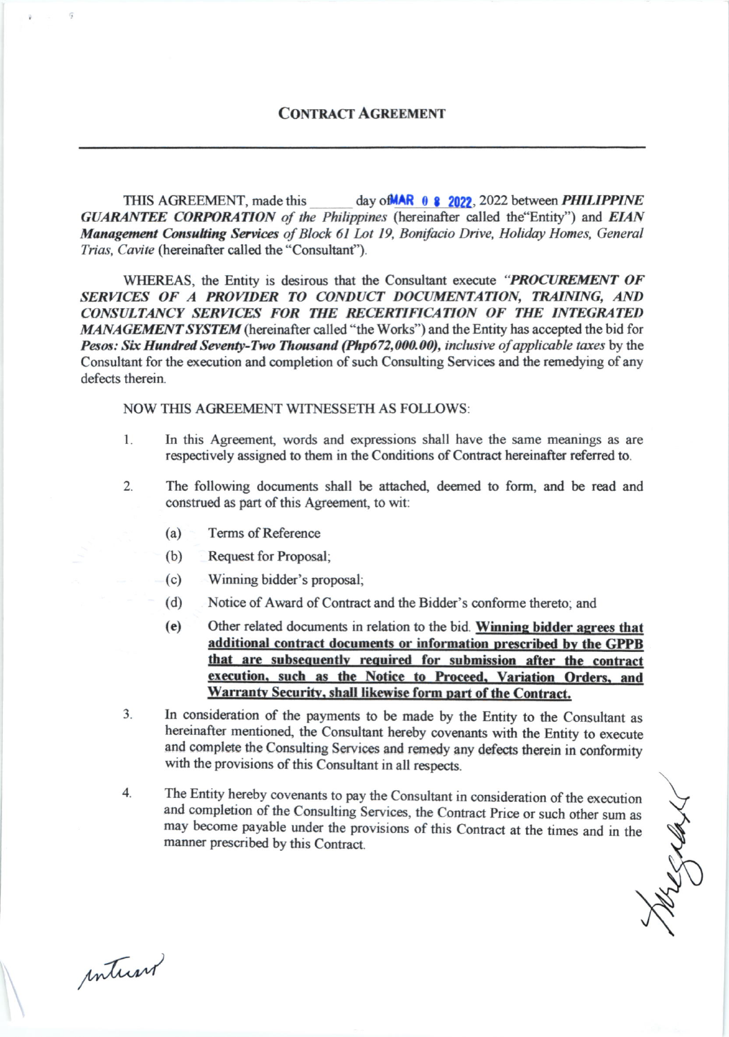# CONTRACT AGREEMENT

THIS AGREEMENT, made this ______ day of MAR 0 8 2022, 2022 between ***PHILIPPINE GUARANTEE CORPORATION** of the Philippines* (hereinafter called the"Entity") and ***EIAN Management Consulting Services** of Block 61 Lot 19, Bonifacio Drive, Holiday Homes, General Trias, Cavite* (hereinafter called the "Consultant").

WHEREAS, the Entity is desirous that the Consultant execute ***"PROCUREMENT OF SERVICES OF A PROVIDER TO CONDUCT DOCUMENTATION, TRAINING, AND CONSULTANCY SERVICES FOR THE RECERTIFICATION OF THE INTEGRATED MANAGEMENT SYSTEM*** (hereinafter called "the Works") and the Entity has accepted the bid for ***Pesos: Six Hundred Seventy-Two Thousand (Php672,000.00)**, inclusive of applicable taxes* by the Consultant for the execution and completion of such Consulting Services and the remedying of any defects therein.

NOW THIS AGREEMENT WITNESSETH AS FOLLOWS:

1. In this Agreement, words and expressions shall have the same meanings as are respectively assigned to them in the Conditions of Contract hereinafter referred to.

2. The following documents shall be attached, deemed to form, and be read and construed as part of this Agreement, to wit:

   (a) Terms of Reference

   (b) Request for Proposal;

   (c) Winning bidder's proposal;

   (d) Notice of Award of Contract and the Bidder's conforme thereto; and

   (e) Other related documents in relation to the bid. **Winning bidder agrees that additional contract documents or information prescribed by the GPPB that are subsequently required for submission after the contract execution, such as the Notice to Proceed, Variation Orders, and Warranty Security, shall likewise form part of the Contract.**

3. In consideration of the payments to be made by the Entity to the Consultant as hereinafter mentioned, the Consultant hereby covenants with the Entity to execute and complete the Consulting Services and remedy any defects therein in conformity with the provisions of this Consultant in all respects.

4. The Entity hereby covenants to pay the Consultant in consideration of the execution and completion of the Consulting Services, the Contract Price or such other sum as may become payable under the provisions of this Contract at the times and in the manner prescribed by this Contract.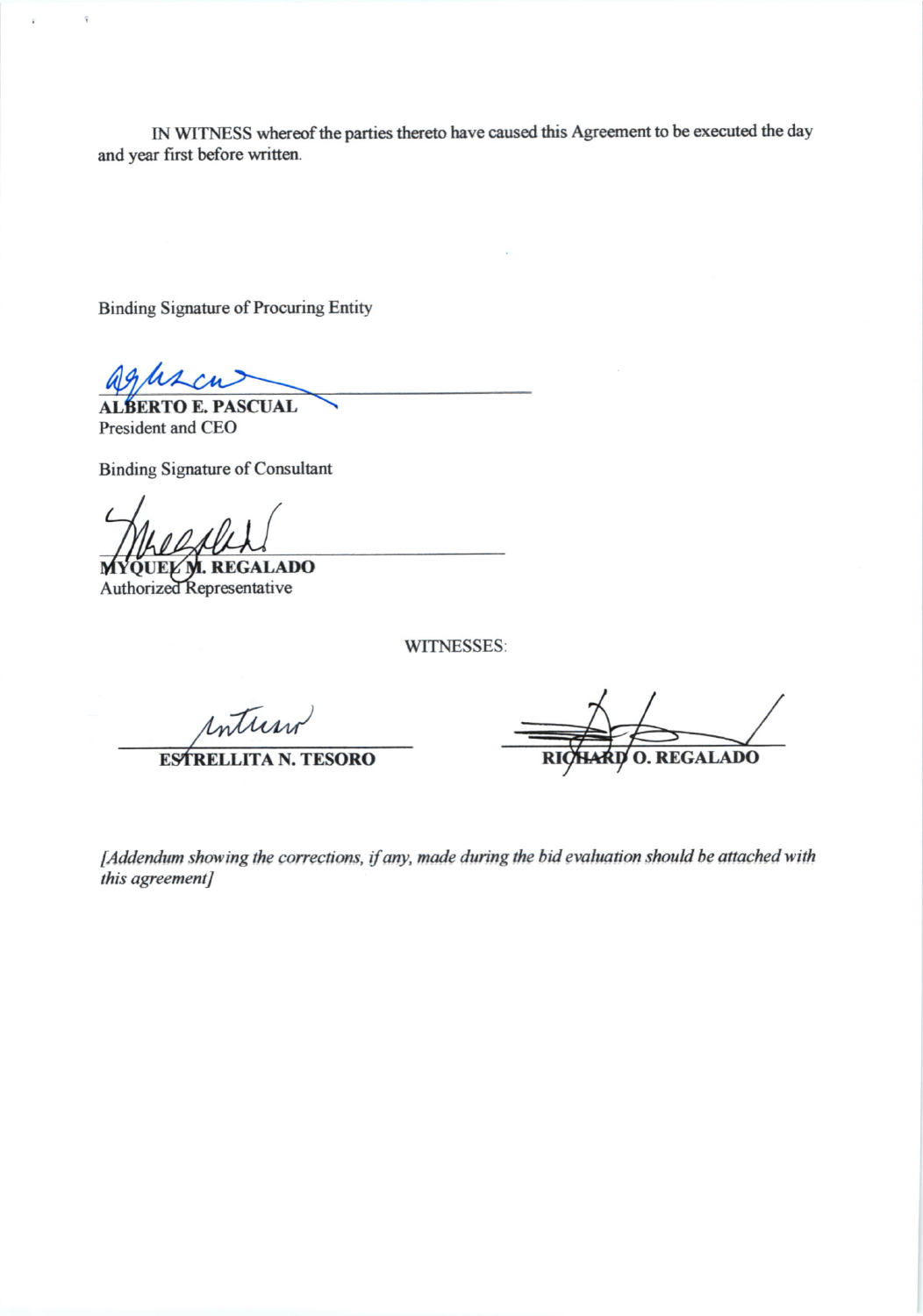IN WITNESS whereof the parties thereto have caused this Agreement to be executed the day and year first before written.

Binding Signature of Procuring Entity

**ALBERTO E. PASCUAL**
President and CEO

Binding Signature of Consultant

**MYQUEL M. REGALADO**
Authorized Representative

WITNESSES:

**ESTRELLITA N. TESORO** **RICHARD O. REGALADO**

*[Addendum showing the corrections, if any, made during the bid evaluation should be attached with this agreement]*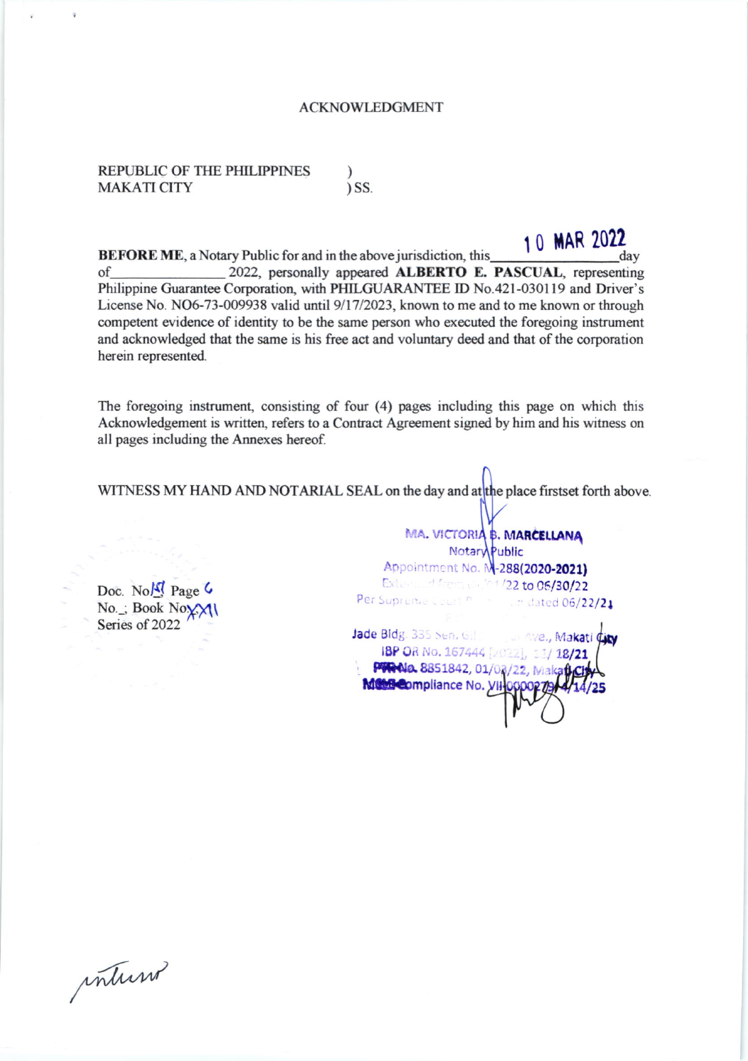ACKNOWLEDGMENT

REPUBLIC OF THE PHILIPPINES )
MAKATI CITY ) SS.

**BEFORE ME**, a Notary Public for and in the above jurisdiction, this 10 MAR 2022 day of \_\_\_\_\_\_\_\_\_\_ 2022, personally appeared **ALBERTO E. PASCUAL**, representing Philippine Guarantee Corporation, with PHILGUARANTEE ID No.421-030119 and Driver's License No. NO6-73-009938 valid until 9/17/2023, known to me and to me known or through competent evidence of identity to be the same person who executed the foregoing instrument and acknowledged that the same is his free act and voluntary deed and that of the corporation herein represented.

The foregoing instrument, consisting of four (4) pages including this page on which this Acknowledgement is written, refers to a Contract Agreement signed by him and his witness on all pages including the Annexes hereof.

WITNESS MY HAND AND NOTARIAL SEAL on the day and at the place firstset forth above.

MA. VICTORIA B. MARCELLANA
Notary Public
Appointment No. M-288(2020-2021)
Extended from ../22 to 06/30/22
Per Supreme Court ... dated 06/22/21
Jade Bldg. 335 Sen. Gil ... Ave., Makati City
IBP OR No. 167444 (2022), ../18/21
PTR No. 8851842, 01/03/22, Makati City
MCLE Compliance No. VII-0000279, 4/14/25

Doc. No. 15 Page 6
No. \_; Book No. XXI
Series of 2022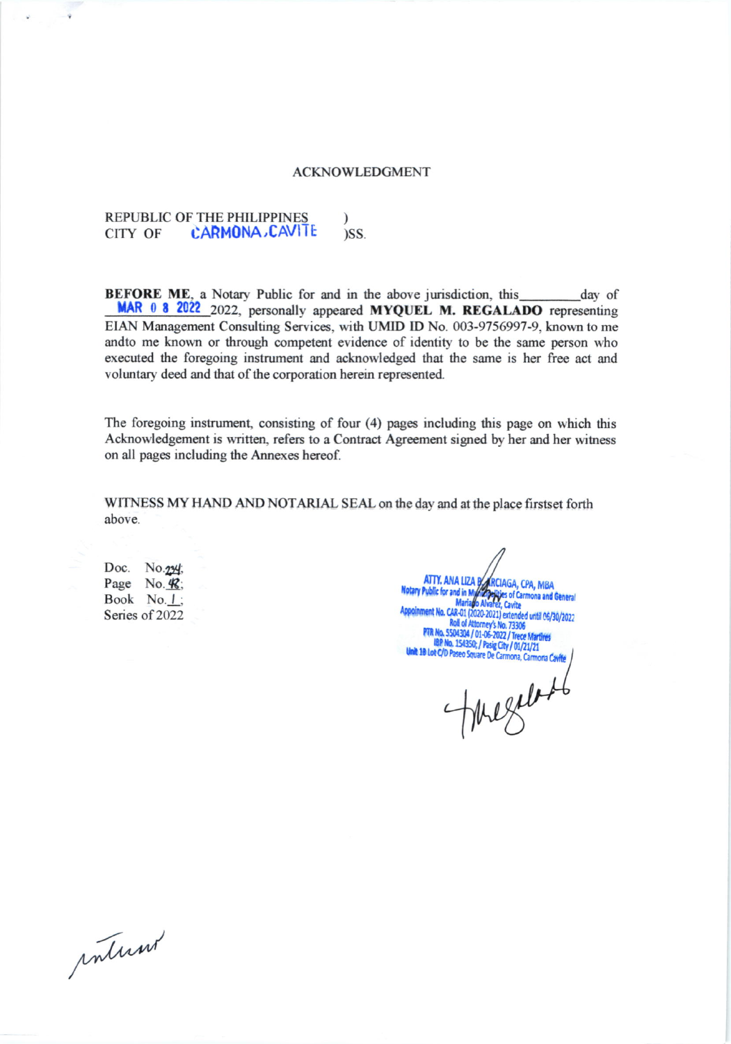# ACKNOWLEDGMENT

REPUBLIC OF THE PHILIPPINES )
CITY OF CARMONA, CAVITE )SS.

**BEFORE ME**, a Notary Public for and in the above jurisdiction, this ________ day of MAR 0 8 2022 2022, personally appeared **MYQUEL M. REGALADO** representing EIAN Management Consulting Services, with UMID ID No. 003-9756997-9, known to me andto me known or through competent evidence of identity to be the same person who executed the foregoing instrument and acknowledged that the same is her free act and voluntary deed and that of the corporation herein represented.

The foregoing instrument, consisting of four (4) pages including this page on which this Acknowledgement is written, refers to a Contract Agreement signed by her and her witness on all pages including the Annexes hereof.

WITNESS MY HAND AND NOTARIAL SEAL on the day and at the place firstset forth above.

Doc. No. 234;
Page No. 48;
Book No. I;
Series of 2022

ATTY. ANA LIZA B. ARCIAGA, CPA, MBA
Notary Public for and in Municipalities of Carmona and General Mariano Alvarez, Cavite
Appointment No. CAR-01 (2020-2021) extended until 06/30/2022
Roll of Attorney's No. 73306
PTR No. 5504304 / 01-06-2022 / Trece Martires
IBP No. 154350; / Pasig City / 01/21/21
Unit 18 Lot C/D Paseo Square De Carmona, Carmona Cavite